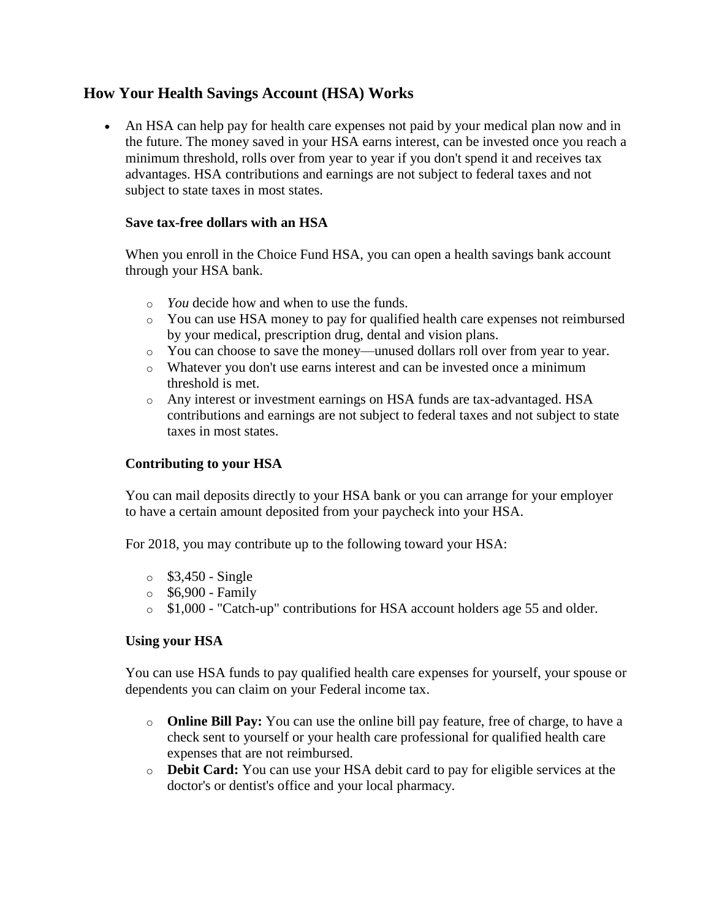## How Your Health Savings Account (HSA) Works

- An HSA can help pay for health care expenses not paid by your medical plan now and in the future. The money saved in your HSA earns interest, can be invested once you reach a minimum threshold, rolls over from year to year if you don't spend it and receives tax advantages. HSA contributions and earnings are not subject to federal taxes and not subject to state taxes in most states.

  **Save tax-free dollars with an HSA**

  When you enroll in the Choice Fund HSA, you can open a health savings bank account through your HSA bank.

  - *You* decide how and when to use the funds.
  - You can use HSA money to pay for qualified health care expenses not reimbursed by your medical, prescription drug, dental and vision plans.
  - You can choose to save the money—unused dollars roll over from year to year.
  - Whatever you don't use earns interest and can be invested once a minimum threshold is met.
  - Any interest or investment earnings on HSA funds are tax-advantaged. HSA contributions and earnings are not subject to federal taxes and not subject to state taxes in most states.

  **Contributing to your HSA**

  You can mail deposits directly to your HSA bank or you can arrange for your employer to have a certain amount deposited from your paycheck into your HSA.

  For 2018, you may contribute up to the following toward your HSA:

  - $3,450 - Single
  - $6,900 - Family
  - $1,000 - "Catch-up" contributions for HSA account holders age 55 and older.

  **Using your HSA**

  You can use HSA funds to pay qualified health care expenses for yourself, your spouse or dependents you can claim on your Federal income tax.

  - **Online Bill Pay:** You can use the online bill pay feature, free of charge, to have a check sent to yourself or your health care professional for qualified health care expenses that are not reimbursed.
  - **Debit Card:** You can use your HSA debit card to pay for eligible services at the doctor's or dentist's office and your local pharmacy.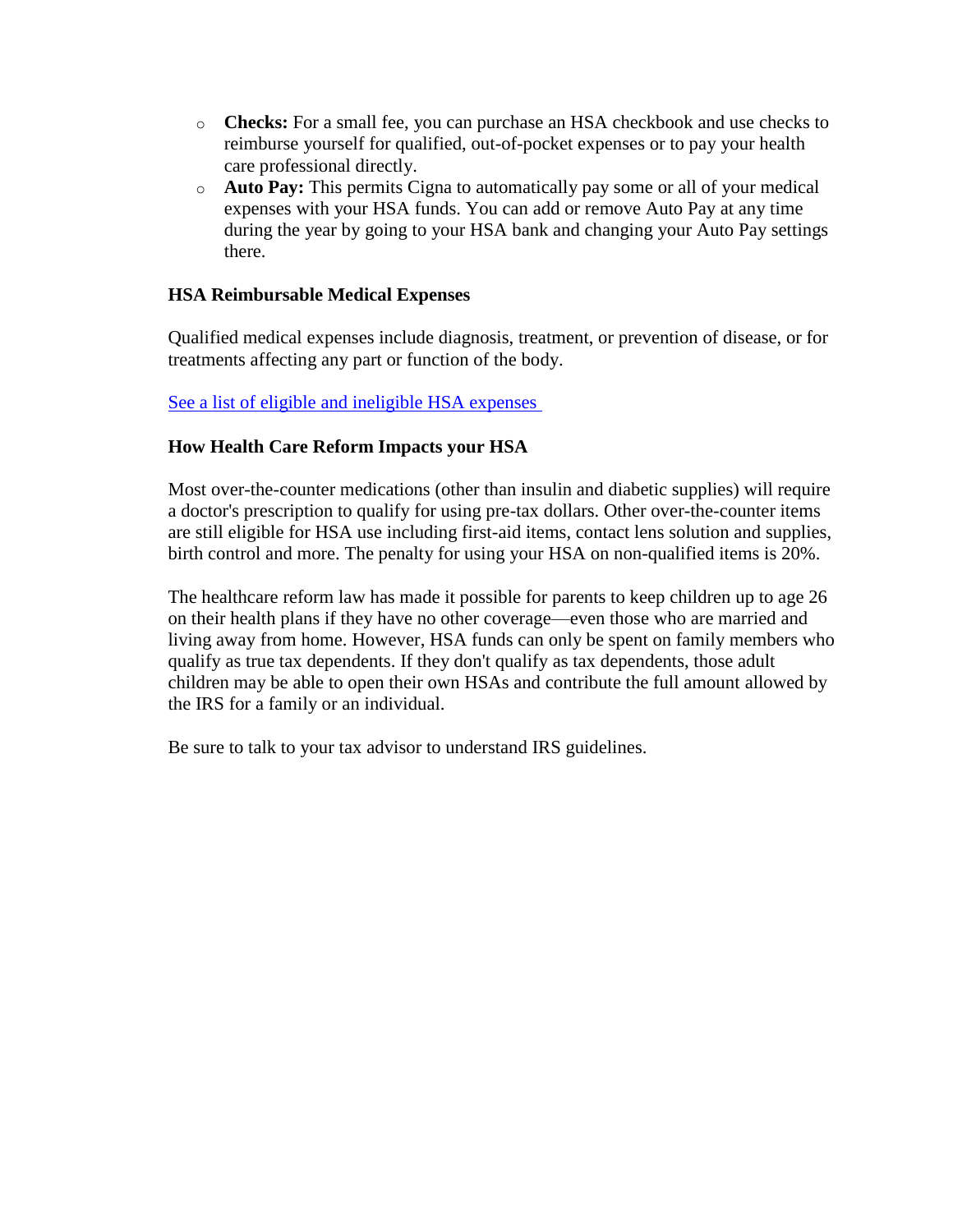- **Checks:** For a small fee, you can purchase an HSA checkbook and use checks to reimburse yourself for qualified, out-of-pocket expenses or to pay your health care professional directly.
- **Auto Pay:** This permits Cigna to automatically pay some or all of your medical expenses with your HSA funds. You can add or remove Auto Pay at any time during the year by going to your HSA bank and changing your Auto Pay settings there.

**HSA Reimbursable Medical Expenses**

Qualified medical expenses include diagnosis, treatment, or prevention of disease, or for treatments affecting any part or function of the body.

See a list of eligible and ineligible HSA expenses

**How Health Care Reform Impacts your HSA**

Most over-the-counter medications (other than insulin and diabetic supplies) will require a doctor's prescription to qualify for using pre-tax dollars. Other over-the-counter items are still eligible for HSA use including first-aid items, contact lens solution and supplies, birth control and more. The penalty for using your HSA on non-qualified items is 20%.

The healthcare reform law has made it possible for parents to keep children up to age 26 on their health plans if they have no other coverage—even those who are married and living away from home. However, HSA funds can only be spent on family members who qualify as true tax dependents. If they don't qualify as tax dependents, those adult children may be able to open their own HSAs and contribute the full amount allowed by the IRS for a family or an individual.

Be sure to talk to your tax advisor to understand IRS guidelines.